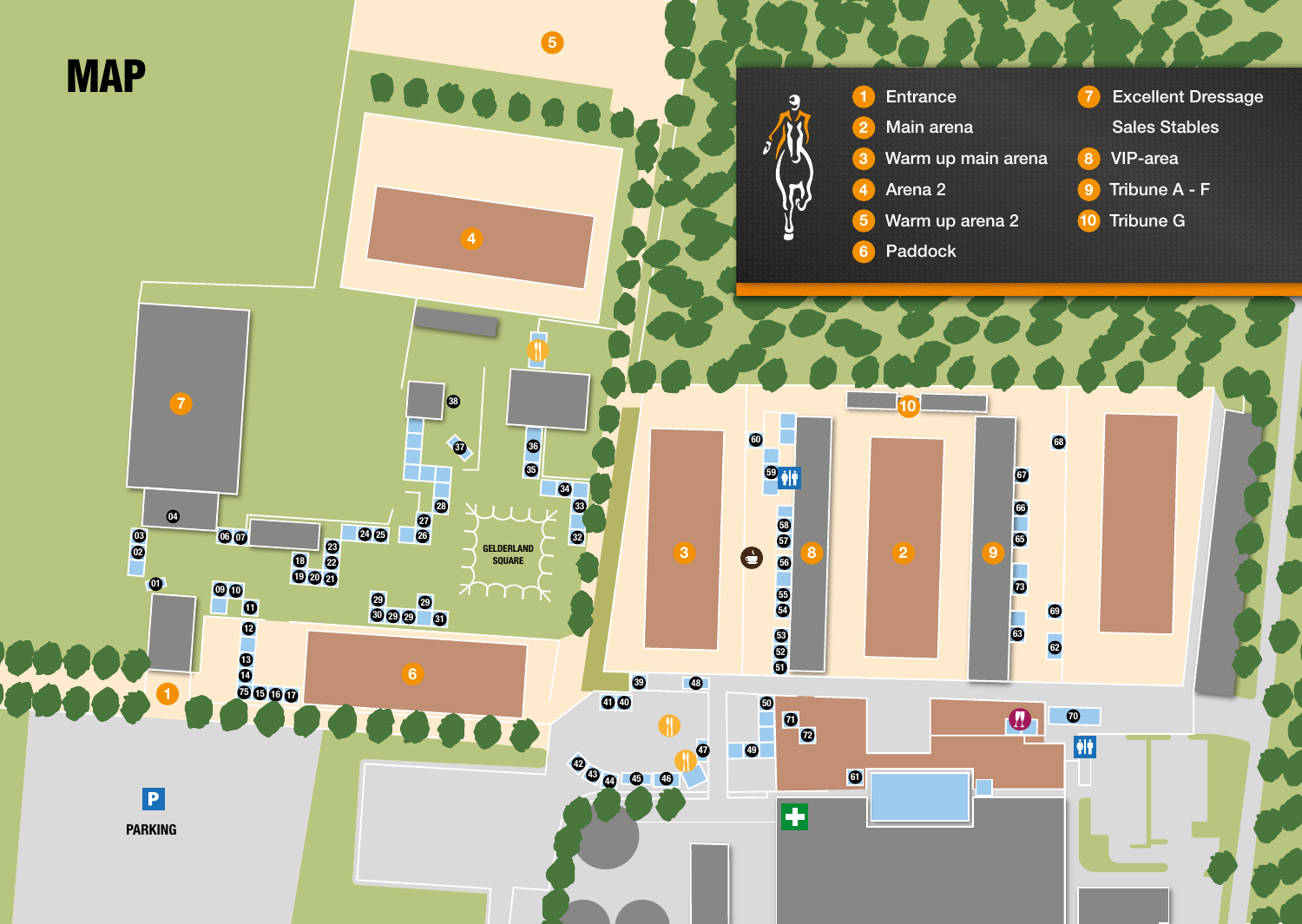# MAP

1. Entrance
2. Main arena
3. Warm up main arena
4. Arena 2
5. Warm up arena 2
6. Paddock
7. Excellent Dressage Sales Stables
8. VIP-area
9. Tribune A - F
10. Tribune G

GELDERLAND SQUARE

PARKING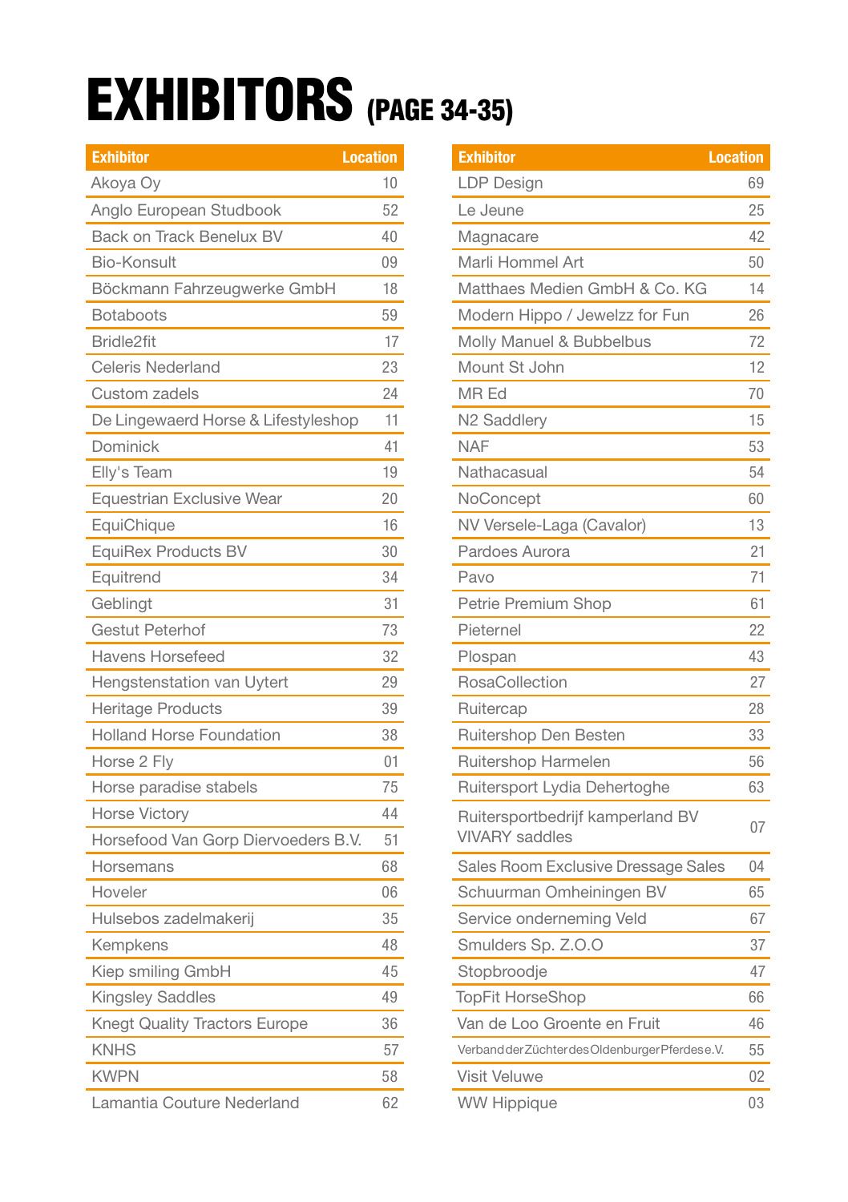# EXHIBITORS (PAGE 34-35)

| Exhibitor | Location |
|---|---|
| Akoya Oy | 10 |
| Anglo European Studbook | 52 |
| Back on Track Benelux BV | 40 |
| Bio-Konsult | 09 |
| Böckmann Fahrzeugwerke GmbH | 18 |
| Botaboots | 59 |
| Bridle2fit | 17 |
| Celeris Nederland | 23 |
| Custom zadels | 24 |
| De Lingewaerd Horse & Lifestyleshop | 11 |
| Dominick | 41 |
| Elly's Team | 19 |
| Equestrian Exclusive Wear | 20 |
| EquiChique | 16 |
| EquiRex Products BV | 30 |
| Equitrend | 34 |
| Geblingt | 31 |
| Gestut Peterhof | 73 |
| Havens Horsefeed | 32 |
| Hengstenstation van Uytert | 29 |
| Heritage Products | 39 |
| Holland Horse Foundation | 38 |
| Horse 2 Fly | 01 |
| Horse paradise stabels | 75 |
| Horse Victory | 44 |
| Horsefood Van Gorp Diervoeders B.V. | 51 |
| Horsemans | 68 |
| Hoveler | 06 |
| Hulsebos zadelmakerij | 35 |
| Kempkens | 48 |
| Kiep smiling GmbH | 45 |
| Kingsley Saddles | 49 |
| Knegt Quality Tractors Europe | 36 |
| KNHS | 57 |
| KWPN | 58 |
| Lamantia Couture Nederland | 62 |

| Exhibitor | Location |
|---|---|
| LDP Design | 69 |
| Le Jeune | 25 |
| Magnacare | 42 |
| Marli Hommel Art | 50 |
| Matthaes Medien GmbH & Co. KG | 14 |
| Modern Hippo / Jewelzz for Fun | 26 |
| Molly Manuel & Bubbelbus | 72 |
| Mount St John | 12 |
| MR Ed | 70 |
| N2 Saddlery | 15 |
| NAF | 53 |
| Nathacasual | 54 |
| NoConcept | 60 |
| NV Versele-Laga (Cavalor) | 13 |
| Pardoes Aurora | 21 |
| Pavo | 71 |
| Petrie Premium Shop | 61 |
| Pieternel | 22 |
| Plospan | 43 |
| RosaCollection | 27 |
| Ruitercap | 28 |
| Ruitershop Den Besten | 33 |
| Ruitershop Harmelen | 56 |
| Ruitersport Lydia Dehertoghe | 63 |
| Ruitersportbedrijf kamperland BV VIVARY saddles | 07 |
| Sales Room Exclusive Dressage Sales | 04 |
| Schuurman Omheiningen BV | 65 |
| Service onderneming Veld | 67 |
| Smulders Sp. Z.O.O | 37 |
| Stopbroodje | 47 |
| TopFit HorseShop | 66 |
| Van de Loo Groente en Fruit | 46 |
| Verband der Züchter des Oldenburger Pferdes e.V. | 55 |
| Visit Veluwe | 02 |
| WW Hippique | 03 |